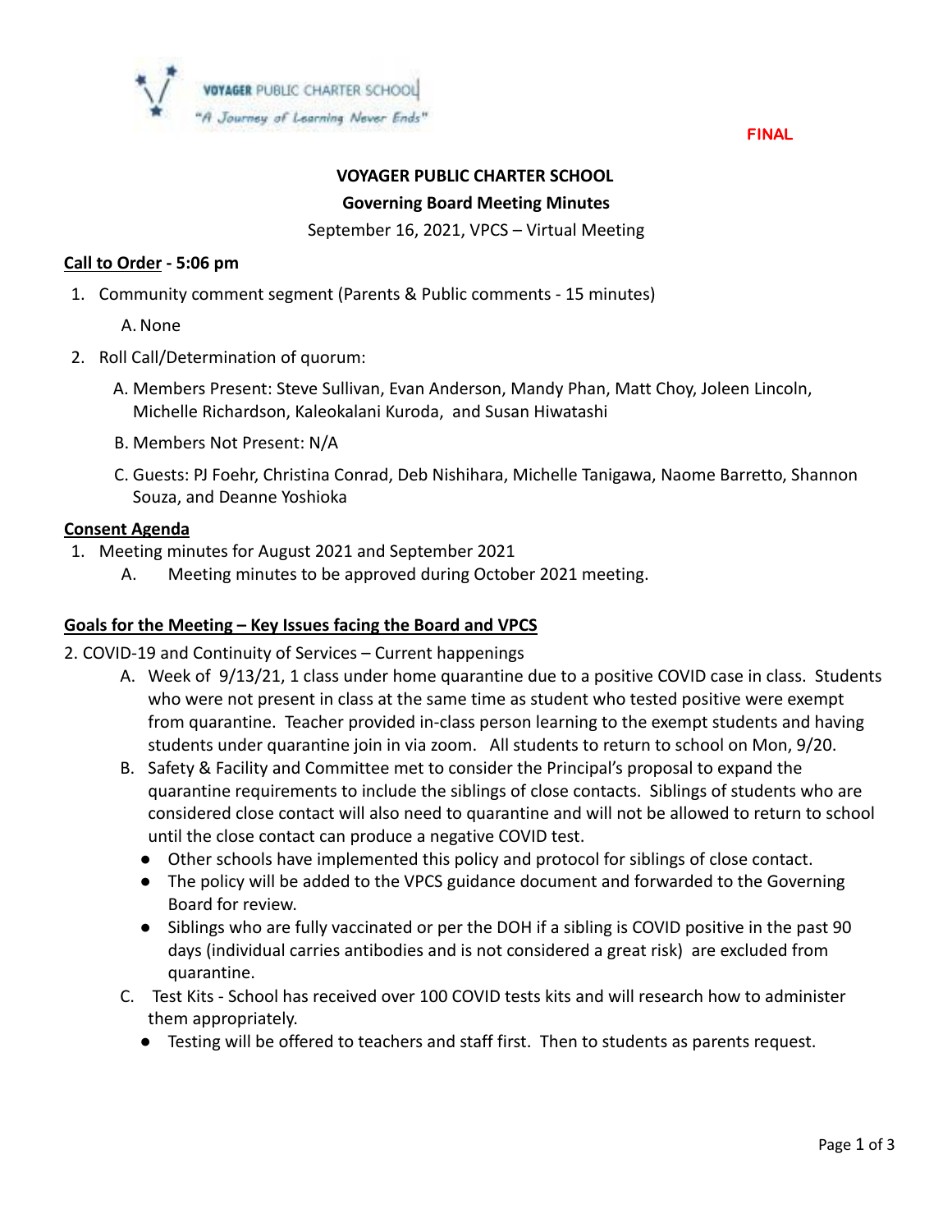VOYAGER PUBLIC CHARTER SCHOOL
*"A Journey of Learning Never Ends"*

FINAL

**VOYAGER PUBLIC CHARTER SCHOOL**

**Governing Board Meeting Minutes**

September 16, 2021, VPCS – Virtual Meeting

**Call to Order - 5:06 pm**

1. Community comment segment (Parents & Public comments - 15 minutes)
   A. None
2. Roll Call/Determination of quorum:
   A. Members Present: Steve Sullivan, Evan Anderson, Mandy Phan, Matt Choy, Joleen Lincoln, Michelle Richardson, Kaleokalani Kuroda, and Susan Hiwatashi
   B. Members Not Present: N/A
   C. Guests: PJ Foehr, Christina Conrad, Deb Nishihara, Michelle Tanigawa, Naome Barretto, Shannon Souza, and Deanne Yoshioka

**Consent Agenda**

1. Meeting minutes for August 2021 and September 2021
   A. Meeting minutes to be approved during October 2021 meeting.

**Goals for the Meeting – Key Issues facing the Board and VPCS**

2. COVID-19 and Continuity of Services – Current happenings
   A. Week of 9/13/21, 1 class under home quarantine due to a positive COVID case in class. Students who were not present in class at the same time as student who tested positive were exempt from quarantine. Teacher provided in-class person learning to the exempt students and having students under quarantine join in via zoom. All students to return to school on Mon, 9/20.
   B. Safety & Facility and Committee met to consider the Principal's proposal to expand the quarantine requirements to include the siblings of close contacts. Siblings of students who are considered close contact will also need to quarantine and will not be allowed to return to school until the close contact can produce a negative COVID test.
      - Other schools have implemented this policy and protocol for siblings of close contact.
      - The policy will be added to the VPCS guidance document and forwarded to the Governing Board for review.
      - Siblings who are fully vaccinated or per the DOH if a sibling is COVID positive in the past 90 days (individual carries antibodies and is not considered a great risk) are excluded from quarantine.
   C. Test Kits - School has received over 100 COVID tests kits and will research how to administer them appropriately.
      - Testing will be offered to teachers and staff first. Then to students as parents request.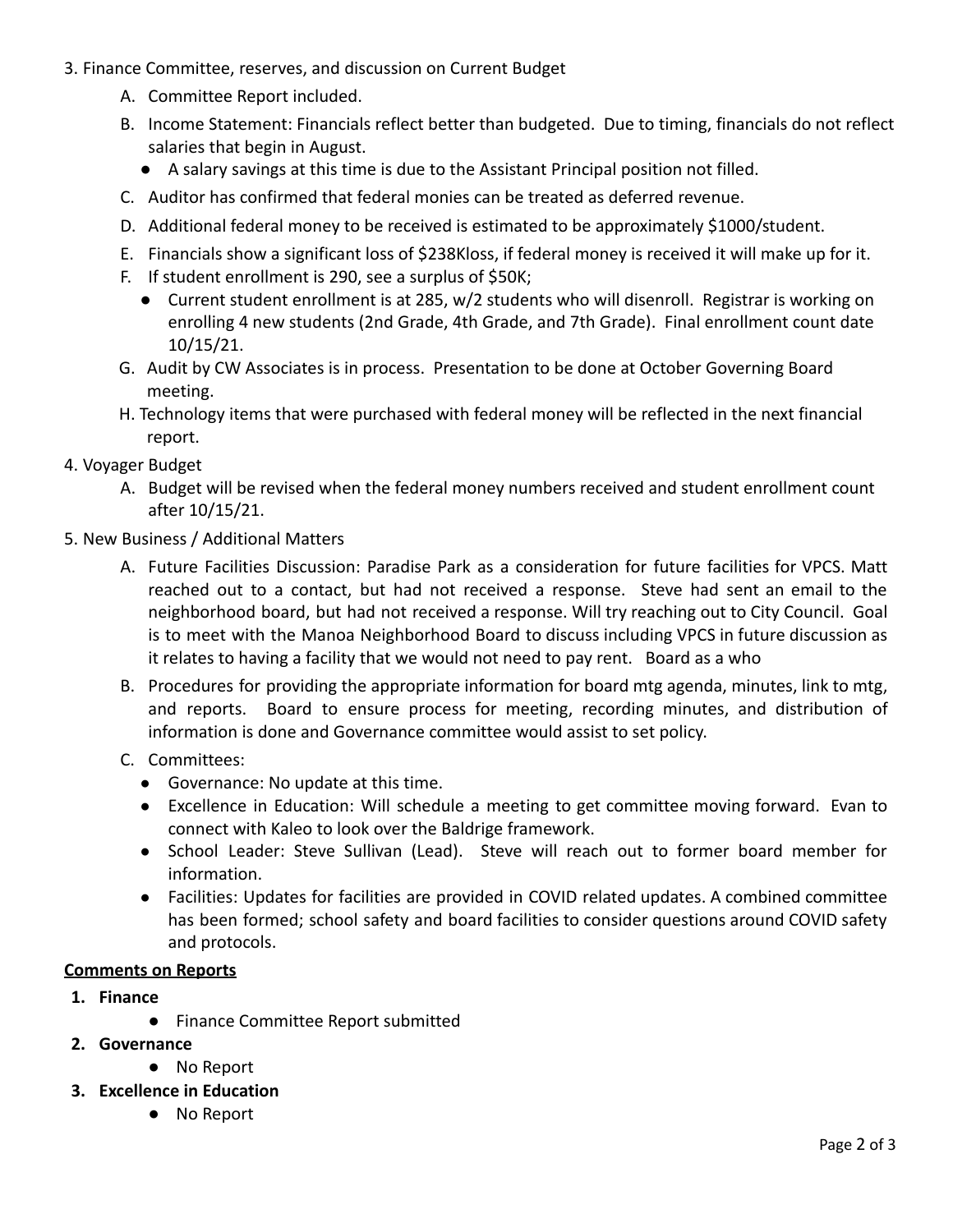3. Finance Committee, reserves, and discussion on Current Budget
   A. Committee Report included.
   B. Income Statement: Financials reflect better than budgeted. Due to timing, financials do not reflect salaries that begin in August.
      - A salary savings at this time is due to the Assistant Principal position not filled.
   C. Auditor has confirmed that federal monies can be treated as deferred revenue.
   D. Additional federal money to be received is estimated to be approximately $1000/student.
   E. Financials show a significant loss of $238Kloss, if federal money is received it will make up for it.
   F. If student enrollment is 290, see a surplus of $50K;
      - Current student enrollment is at 285, w/2 students who will disenroll. Registrar is working on enrolling 4 new students (2nd Grade, 4th Grade, and 7th Grade). Final enrollment count date 10/15/21.
   G. Audit by CW Associates is in process. Presentation to be done at October Governing Board meeting.
   H. Technology items that were purchased with federal money will be reflected in the next financial report.
4. Voyager Budget
   A. Budget will be revised when the federal money numbers received and student enrollment count after 10/15/21.
5. New Business / Additional Matters
   A. Future Facilities Discussion: Paradise Park as a consideration for future facilities for VPCS. Matt reached out to a contact, but had not received a response. Steve had sent an email to the neighborhood board, but had not received a response. Will try reaching out to City Council. Goal is to meet with the Manoa Neighborhood Board to discuss including VPCS in future discussion as it relates to having a facility that we would not need to pay rent. Board as a who
   B. Procedures for providing the appropriate information for board mtg agenda, minutes, link to mtg, and reports. Board to ensure process for meeting, recording minutes, and distribution of information is done and Governance committee would assist to set policy.
   C. Committees:
      - Governance: No update at this time.
      - Excellence in Education: Will schedule a meeting to get committee moving forward. Evan to connect with Kaleo to look over the Baldrige framework.
      - School Leader: Steve Sullivan (Lead). Steve will reach out to former board member for information.
      - Facilities: Updates for facilities are provided in COVID related updates. A combined committee has been formed; school safety and board facilities to consider questions around COVID safety and protocols.

**Comments on Reports**

1. **Finance**
   - Finance Committee Report submitted
2. **Governance**
   - No Report
3. **Excellence in Education**
   - No Report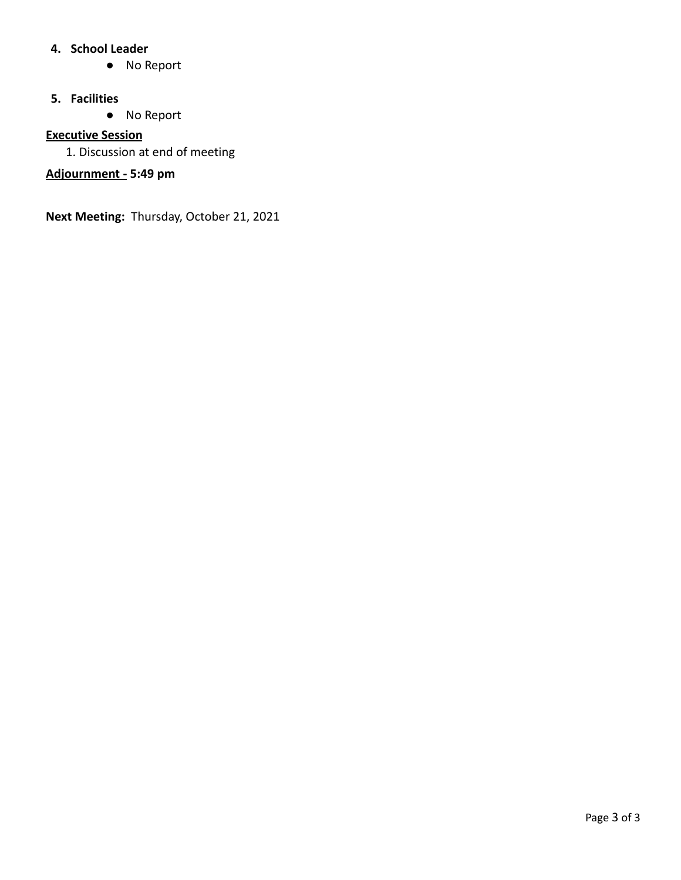4. **School Leader**
    - No Report

5. **Facilities**
    - No Report

**Executive Session**

1. Discussion at end of meeting

**Adjournment - 5:49 pm**

**Next Meeting:** Thursday, October 21, 2021